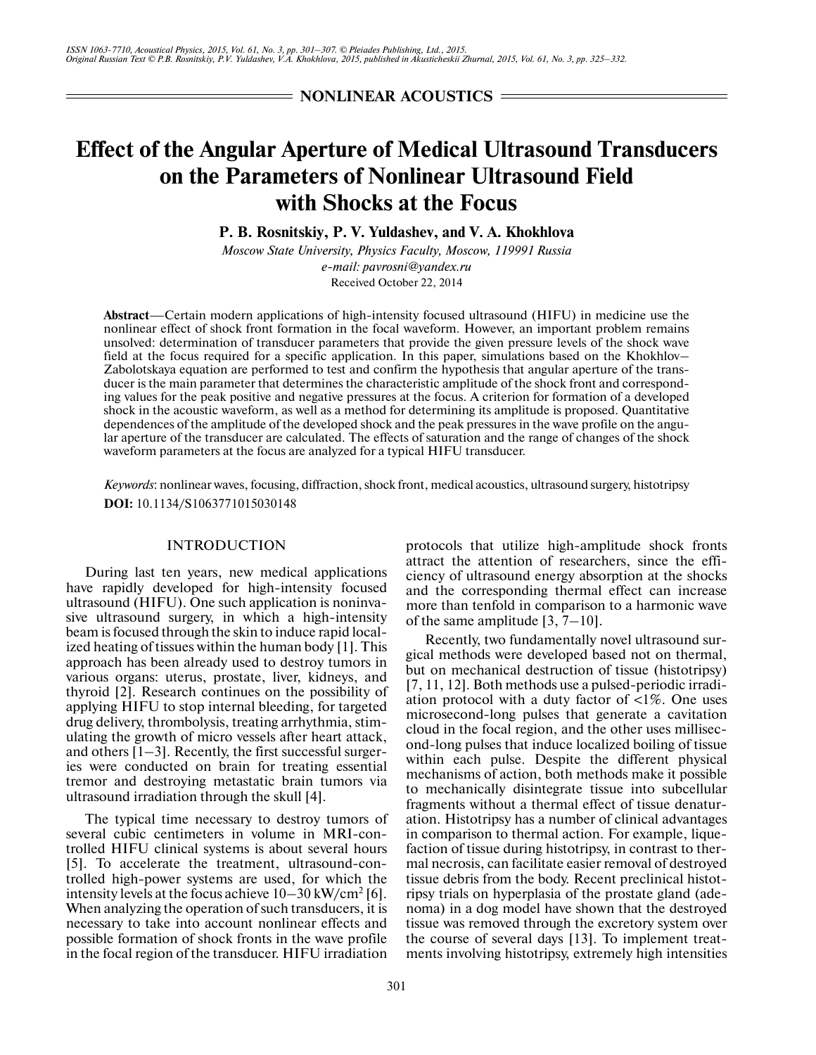NONLINEAR ACOUSTICS

# Effect of the Angular Aperture of Medical Ultrasound Transducers on the Parameters of Nonlinear Ultrasound Field with Shocks at the Focus

**P. B. Rosnitskiy, P. V. Yuldashev, and V. A. Khokhlova**

*Moscow State University, Physics Faculty, Moscow, 119991 Russia*
*e-mail: pavrosni@yandex.ru*
Received October 22, 2014

**Abstract**—Certain modern applications of high-intensity focused ultrasound (HIFU) in medicine use the nonlinear effect of shock front formation in the focal waveform. However, an important problem remains unsolved: determination of transducer parameters that provide the given pressure levels of the shock wave field at the focus required for a specific application. In this paper, simulations based on the Khokhlov–Zabolotskaya equation are performed to test and confirm the hypothesis that angular aperture of the transducer is the main parameter that determines the characteristic amplitude of the shock front and corresponding values for the peak positive and negative pressures at the focus. A criterion for formation of a developed shock in the acoustic waveform, as well as a method for determining its amplitude is proposed. Quantitative dependences of the amplitude of the developed shock and the peak pressures in the wave profile on the angular aperture of the transducer are calculated. The effects of saturation and the range of changes of the shock waveform parameters at the focus are analyzed for a typical HIFU transducer.

*Keywords*: nonlinear waves, focusing, diffraction, shock front, medical acoustics, ultrasound surgery, histotripsy

**DOI:** 10.1134/S1063771015030148

## INTRODUCTION

During last ten years, new medical applications have rapidly developed for high-intensity focused ultrasound (HIFU). One such application is noninvasive ultrasound surgery, in which a high-intensity beam is focused through the skin to induce rapid localized heating of tissues within the human body [1]. This approach has been already used to destroy tumors in various organs: uterus, prostate, liver, kidneys, and thyroid [2]. Research continues on the possibility of applying HIFU to stop internal bleeding, for targeted drug delivery, thrombolysis, treating arrhythmia, stimulating the growth of micro vessels after heart attack, and others [1–3]. Recently, the first successful surgeries were conducted on brain for treating essential tremor and destroying metastatic brain tumors via ultrasound irradiation through the skull [4].

The typical time necessary to destroy tumors of several cubic centimeters in volume in MRI-controlled HIFU clinical systems is about several hours [5]. To accelerate the treatment, ultrasound-controlled high-power systems are used, for which the intensity levels at the focus achieve 10–30 kW/cm$^2$ [6]. When analyzing the operation of such transducers, it is necessary to take into account nonlinear effects and possible formation of shock fronts in the wave profile in the focal region of the transducer. HIFU irradiation protocols that utilize high-amplitude shock fronts attract the attention of researchers, since the efficiency of ultrasound energy absorption at the shocks and the corresponding thermal effect can increase more than tenfold in comparison to a harmonic wave of the same amplitude [3, 7–10].

Recently, two fundamentally novel ultrasound surgical methods were developed based not on thermal, but on mechanical destruction of tissue (histotripsy) [7, 11, 12]. Both methods use a pulsed-periodic irradiation protocol with a duty factor of <1%. One uses microsecond-long pulses that generate a cavitation cloud in the focal region, and the other uses millisecond-long pulses that induce localized boiling of tissue within each pulse. Despite the different physical mechanisms of action, both methods make it possible to mechanically disintegrate tissue into subcellular fragments without a thermal effect of tissue denaturation. Histotripsy has a number of clinical advantages in comparison to thermal action. For example, liquefaction of tissue during histotripsy, in contrast to thermal necrosis, can facilitate easier removal of destroyed tissue debris from the body. Recent preclinical histotripsy trials on hyperplasia of the prostate gland (adenoma) in a dog model have shown that the destroyed tissue was removed through the excretory system over the course of several days [13]. To implement treatments involving histotripsy, extremely high intensities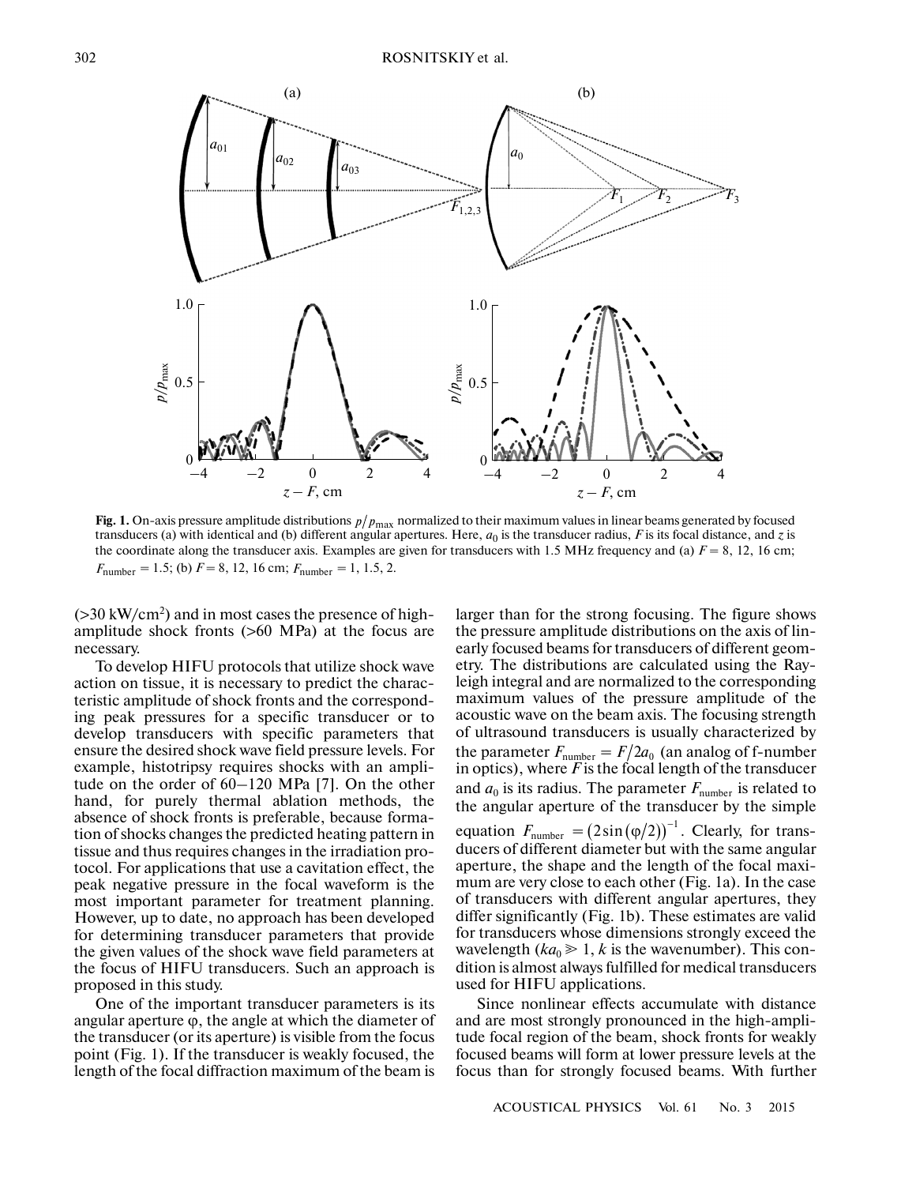**Fig. 1.** On-axis pressure amplitude distributions $p/p_{max}$ normalized to their maximum values in linear beams generated by focused transducers (a) with identical and (b) different angular apertures. Here, $a_0$ is the transducer radius, $F$ is its focal distance, and $z$ is the coordinate along the transducer axis. Examples are given for transducers with 1.5 MHz frequency and (a) $F = 8$, 12, 16 cm; $F_{number} = 1.5$; (b) $F = 8$, 12, 16 cm; $F_{number} = 1$, 1.5, 2.

(>30 kW/cm$^2$) and in most cases the presence of high-amplitude shock fronts (>60 MPa) at the focus are necessary.

To develop HIFU protocols that utilize shock wave action on tissue, it is necessary to predict the characteristic amplitude of shock fronts and the corresponding peak pressures for a specific transducer or to develop transducers with specific parameters that ensure the desired shock wave field pressure levels. For example, histotripsy requires shocks with an amplitude on the order of 60–120 MPa [7]. On the other hand, for purely thermal ablation methods, the absence of shock fronts is preferable, because formation of shocks changes the predicted heating pattern in tissue and thus requires changes in the irradiation protocol. For applications that use a cavitation effect, the peak negative pressure in the focal waveform is the most important parameter for treatment planning. However, up to date, no approach has been developed for determining transducer parameters that provide the given values of the shock wave field parameters at the focus of HIFU transducers. Such an approach is proposed in this study.

One of the important transducer parameters is its angular aperture $\varphi$, the angle at which the diameter of the transducer (or its aperture) is visible from the focus point (Fig. 1). If the transducer is weakly focused, the length of the focal diffraction maximum of the beam is larger than for the strong focusing. The figure shows the pressure amplitude distributions on the axis of linearly focused beams for transducers of different geometry. The distributions are calculated using the Rayleigh integral and are normalized to the corresponding maximum values of the pressure amplitude of the acoustic wave on the beam axis. The focusing strength of ultrasound transducers is usually characterized by the parameter $F_{number} = F/2a_0$ (an analog of f-number in optics), where $F$ is the focal length of the transducer and $a_0$ is its radius. The parameter $F_{number}$ is related to the angular aperture of the transducer by the simple equation $F_{number} = (2\sin(\varphi/2))^{-1}$. Clearly, for transducers of different diameter but with the same angular aperture, the shape and the length of the focal maximum are very close to each other (Fig. 1a). In the case of transducers with different angular apertures, they differ significantly (Fig. 1b). These estimates are valid for transducers whose dimensions strongly exceed the wavelength ($ka_0 \gg 1$, $k$ is the wavenumber). This condition is almost always fulfilled for medical transducers used for HIFU applications.

Since nonlinear effects accumulate with distance and are most strongly pronounced in the high-amplitude focal region of the beam, shock fronts for weakly focused beams will form at lower pressure levels at the focus than for strongly focused beams. With further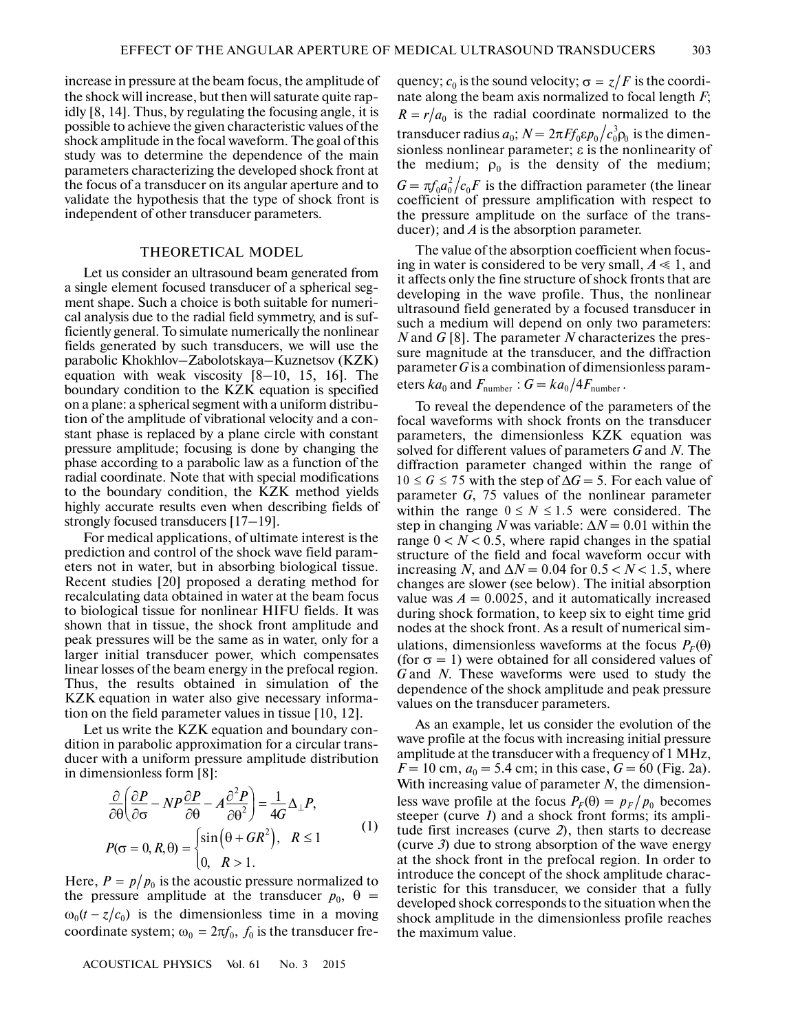increase in pressure at the beam focus, the amplitude of the shock will increase, but then will saturate quite rapidly [8, 14]. Thus, by regulating the focusing angle, it is possible to achieve the given characteristic values of the shock amplitude in the focal waveform. The goal of this study was to determine the dependence of the main parameters characterizing the developed shock front at the focus of a transducer on its angular aperture and to validate the hypothesis that the type of shock front is independent of other transducer parameters.

## THEORETICAL MODEL

Let us consider an ultrasound beam generated from a single element focused transducer of a spherical segment shape. Such a choice is both suitable for numerical analysis due to the radial field symmetry, and is sufficiently general. To simulate numerically the nonlinear fields generated by such transducers, we will use the parabolic Khokhlov–Zabolotskaya–Kuznetsov (KZK) equation with weak viscosity [8–10, 15, 16]. The boundary condition to the KZK equation is specified on a plane: a spherical segment with a uniform distribution of the amplitude of vibrational velocity and a constant phase is replaced by a plane circle with constant pressure amplitude; focusing is done by changing the phase according to a parabolic law as a function of the radial coordinate. Note that with special modifications to the boundary condition, the KZK method yields highly accurate results even when describing fields of strongly focused transducers [17–19].

For medical applications, of ultimate interest is the prediction and control of the shock wave field parameters not in water, but in absorbing biological tissue. Recent studies [20] proposed a derating method for recalculating data obtained in water at the beam focus to biological tissue for nonlinear HIFU fields. It was shown that in tissue, the shock front amplitude and peak pressures will be the same as in water, only for a larger initial transducer power, which compensates linear losses of the beam energy in the prefocal region. Thus, the results obtained in simulation of the KZK equation in water also give necessary information on the field parameter values in tissue [10, 12].

Let us write the KZK equation and boundary condition in parabolic approximation for a circular transducer with a uniform pressure amplitude distribution in dimensionless form [8]:

$$\frac{\partial}{\partial\theta}\left(\frac{\partial P}{\partial\sigma} - NP\frac{\partial P}{\partial\theta} - A\frac{\partial^2 P}{\partial\theta^2}\right) = \frac{1}{4G}\Delta_{\perp}P,$$
$$P(\sigma = 0, R, \theta) = \begin{cases}\sin\left(\theta + GR^2\right), & R \le 1\\ 0, & R > 1.\end{cases} \tag{1}$$

Here, $P = p/p_0$ is the acoustic pressure normalized to the pressure amplitude at the transducer $p_0$, $\theta = \omega_0(t - z/c_0)$ is the dimensionless time in a moving coordinate system; $\omega_0 = 2\pi f_0$, $f_0$ is the transducer frequency; $c_0$ is the sound velocity; $\sigma = z/F$ is the coordinate along the beam axis normalized to focal length $F$; $R = r/a_0$ is the radial coordinate normalized to the transducer radius $a_0$; $N = 2\pi F f_0 \varepsilon p_0/c_0^3\rho_0$ is the dimensionless nonlinear parameter; $\varepsilon$ is the nonlinearity of the medium; $\rho_0$ is the density of the medium; $G = \pi f_0 a_0^2/c_0 F$ is the diffraction parameter (the linear coefficient of pressure amplification with respect to the pressure amplitude on the surface of the transducer); and $A$ is the absorption parameter.

The value of the absorption coefficient when focusing in water is considered to be very small, $A \ll 1$, and it affects only the fine structure of shock fronts that are developing in the wave profile. Thus, the nonlinear ultrasound field generated by a focused transducer in such a medium will depend on only two parameters: $N$ and $G$ [8]. The parameter $N$ characterizes the pressure magnitude at the transducer, and the diffraction parameter $G$ is a combination of dimensionless parameters $ka_0$ and $F_{\text{number}}$ : $G = ka_0/4F_{\text{number}}$.

To reveal the dependence of the parameters of the focal waveforms with shock fronts on the transducer parameters, the dimensionless KZK equation was solved for different values of parameters $G$ and $N$. The diffraction parameter changed within the range of $10 \le G \le 75$ with the step of $\Delta G = 5$. For each value of parameter $G$, 75 values of the nonlinear parameter within the range $0 \le N \le 1.5$ were considered. The step in changing $N$ was variable: $\Delta N = 0.01$ within the range $0 < N < 0.5$, where rapid changes in the spatial structure of the field and focal waveform occur with increasing $N$, and $\Delta N = 0.04$ for $0.5 < N < 1.5$, where changes are slower (see below). The initial absorption value was $A = 0.0025$, and it automatically increased during shock formation, to keep six to eight time grid nodes at the shock front. As a result of numerical simulations, dimensionless waveforms at the focus $P_F(\theta)$ (for $\sigma = 1$) were obtained for all considered values of $G$ and $N$. These waveforms were used to study the dependence of the shock amplitude and peak pressure values on the transducer parameters.

As an example, let us consider the evolution of the wave profile at the focus with increasing initial pressure amplitude at the transducer with a frequency of 1 MHz, $F = 10$ cm, $a_0 = 5.4$ cm; in this case, $G = 60$ (Fig. 2a). With increasing value of parameter $N$, the dimensionless wave profile at the focus $P_F(\theta) = p_F/p_0$ becomes steeper (curve *1*) and a shock front forms; its amplitude first increases (curve *2*), then starts to decrease (curve *3*) due to strong absorption of the wave energy at the shock front in the prefocal region. In order to introduce the concept of the shock amplitude characteristic for this transducer, we consider that a fully developed shock corresponds to the situation when the shock amplitude in the dimensionless profile reaches the maximum value.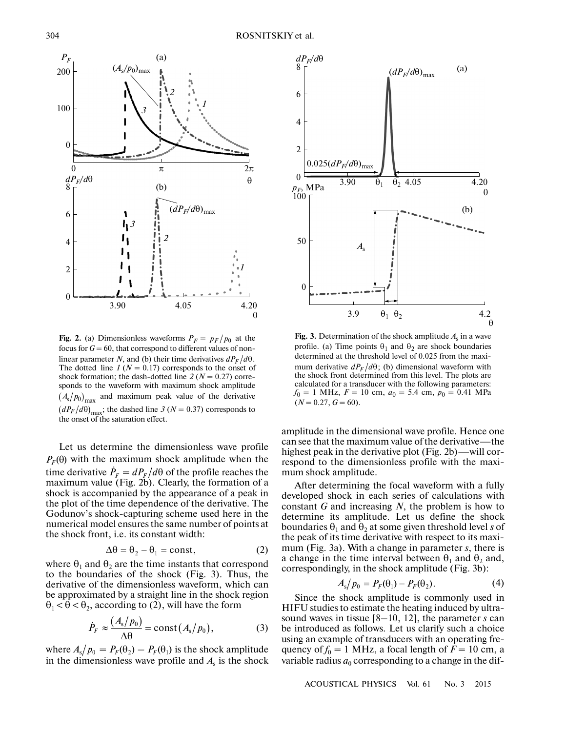**Fig. 2.** (a) Dimensionless waveforms $P_F = p_F/p_0$ at the focus for $G = 60$, that correspond to different values of nonlinear parameter $N$, and (b) their time derivatives $dP_F/d\theta$. The dotted line *1* ($N = 0.17$) corresponds to the onset of shock formation; the dash-dotted line *2* ($N = 0.27$) corresponds to the waveform with maximum shock amplitude $(A_s/p_0)_{max}$ and maximum peak value of the derivative $(dP_F/d\theta)_{max}$; the dashed line *3* ($N = 0.37$) corresponds to the onset of the saturation effect.

**Fig. 3.** Determination of the shock amplitude $A_s$ in a wave profile. (a) Time points $\theta_1$ and $\theta_2$ are shock boundaries determined at the threshold level of 0.025 from the maximum derivative $dP_F/d\theta$; (b) dimensional waveform with the shock front determined from this level. The plots are calculated for a transducer with the following parameters: $f_0 = 1$ MHz, $F = 10$ cm, $a_0 = 5.4$ cm, $p_0 = 0.41$ MPa ($N = 0.27$, $G = 60$).

Let us determine the dimensionless wave profile $P_F(\theta)$ with the maximum shock amplitude when the time derivative $\dot{P}_F = dP_F/d\theta$ of the profile reaches the maximum value (Fig. 2b). Clearly, the formation of a shock is accompanied by the appearance of a peak in the plot of the time dependence of the derivative. The Godunov's shock-capturing scheme used here in the numerical model ensures the same number of points at the shock front, i.e. its constant width:

$$\Delta\theta = \theta_2 - \theta_1 = \text{const}, \tag{2}$$

where $\theta_1$ and $\theta_2$ are the time instants that correspond to the boundaries of the shock (Fig. 3). Thus, the derivative of the dimensionless waveform, which can be approximated by a straight line in the shock region $\theta_1 < \theta < \theta_2$, according to (2), will have the form

$$\dot{P}_F \approx \frac{(A_s/p_0)}{\Delta\theta} = \text{const}(A_s/p_0), \tag{3}$$

where $A_s/p_0 = P_F(\theta_2) - P_F(\theta_1)$ is the shock amplitude in the dimensionless wave profile and $A_s$ is the shock amplitude in the dimensional wave profile. Hence one can see that the maximum value of the derivative—the highest peak in the derivative plot (Fig. 2b)—will correspond to the dimensionless profile with the maximum shock amplitude.

After determining the focal waveform with a fully developed shock in each series of calculations with constant $G$ and increasing $N$, the problem is how to determine its amplitude. Let us define the shock boundaries $\theta_1$ and $\theta_2$ at some given threshold level $s$ of the peak of its time derivative with respect to its maximum (Fig. 3a). With a change in parameter $s$, there is a change in the time interval between $\theta_1$ and $\theta_2$ and, correspondingly, in the shock amplitude (Fig. 3b):

$$A_s/p_0 = P_F(\theta_1) - P_F(\theta_2). \tag{4}$$

Since the shock amplitude is commonly used in HIFU studies to estimate the heating induced by ultrasound waves in tissue [8–10, 12], the parameter $s$ can be introduced as follows. Let us clarify such a choice using an example of transducers with an operating frequency of $f_0 = 1$ MHz, a focal length of $F = 10$ cm, a variable radius $a_0$ corresponding to a change in the dif-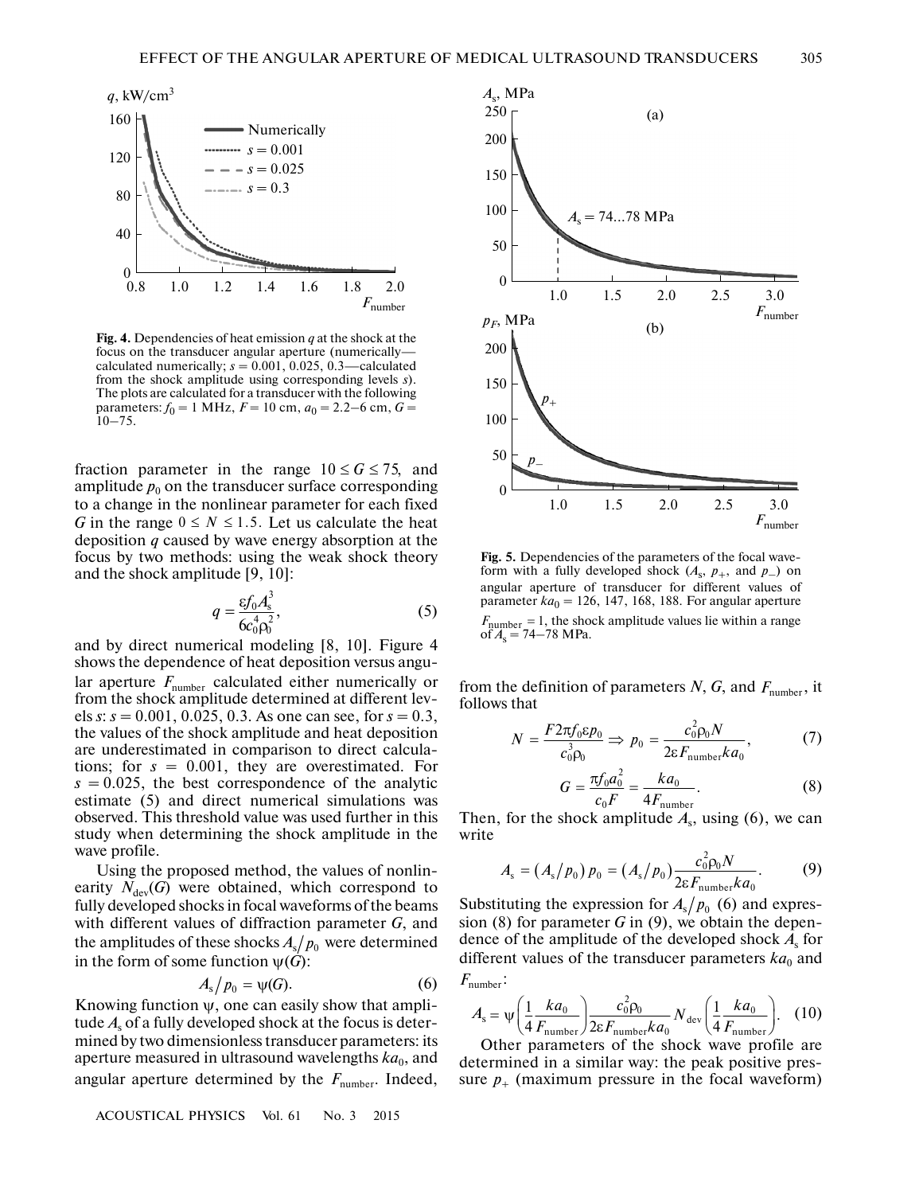**Fig. 4.** Dependencies of heat emission $q$ at the shock at the focus on the transducer angular aperture (numerically—calculated numerically; $s = 0.001, 0.025, 0.3$—calculated from the shock amplitude using corresponding levels $s$). The plots are calculated for a transducer with the following parameters: $f_0 = 1$ MHz, $F = 10$ cm, $a_0 = 2.2$–$6$ cm, $G = 10$–$75$.

fraction parameter in the range $10 \le G \le 75$, and amplitude $p_0$ on the transducer surface corresponding to a change in the nonlinear parameter for each fixed $G$ in the range $0 \le N \le 1.5$. Let us calculate the heat deposition $q$ caused by wave energy absorption at the focus by two methods: using the weak shock theory and the shock amplitude [9, 10]:

$$q = \frac{\varepsilon f_0 A_s^3}{6 c_0^4 \rho_0^2}, \tag{5}$$

and by direct numerical modeling [8, 10]. Figure 4 shows the dependence of heat deposition versus angular aperture $F_{\text{number}}$ calculated either numerically or from the shock amplitude determined at different levels $s$: $s = 0.001, 0.025, 0.3$. As one can see, for $s = 0.3$, the values of the shock amplitude and heat deposition are underestimated in comparison to direct calculations; for $s = 0.001$, they are overestimated. For $s = 0.025$, the best correspondence of the analytic estimate (5) and direct numerical simulations was observed. This threshold value was used further in this study when determining the shock amplitude in the wave profile.

Using the proposed method, the values of nonlinearity $N_{\text{dev}}(G)$ were obtained, which correspond to fully developed shocks in focal waveforms of the beams with different values of diffraction parameter $G$, and the amplitudes of these shocks $A_s/p_0$ were determined in the form of some function $\psi(G)$:

$$A_s/p_0 = \psi(G). \tag{6}$$

Knowing function $\psi$, one can easily show that amplitude $A_s$ of a fully developed shock at the focus is determined by two dimensionless transducer parameters: its aperture measured in ultrasound wavelengths $ka_0$, and angular aperture determined by the $F_{\text{number}}$. Indeed, from the definition of parameters $N$, $G$, and $F_{\text{number}}$, it follows that

$$N = \frac{F 2\pi f_0 \varepsilon p_0}{c_0^3 \rho_0} \Rightarrow p_0 = \frac{c_0^2 \rho_0 N}{2\varepsilon F_{\text{number}} k a_0}, \tag{7}$$

$$G = \frac{\pi f_0 a_0^2}{c_0 F} = \frac{k a_0}{4 F_{\text{number}}}. \tag{8}$$

Then, for the shock amplitude $A_s$, using (6), we can write

$$A_s = (A_s/p_0)\, p_0 = (A_s/p_0) \frac{c_0^2 \rho_0 N}{2\varepsilon F_{\text{number}} k a_0}. \tag{9}$$

Substituting the expression for $A_s/p_0$ (6) and expression (8) for parameter $G$ in (9), we obtain the dependence of the amplitude of the developed shock $A_s$ for different values of the transducer parameters $ka_0$ and $F_{\text{number}}$:

$$A_s = \psi\left(\frac{1}{4}\frac{k a_0}{F_{\text{number}}}\right) \frac{c_0^2 \rho_0}{2\varepsilon F_{\text{number}} k a_0} N_{\text{dev}}\left(\frac{1}{4}\frac{k a_0}{F_{\text{number}}}\right). \tag{10}$$

Other parameters of the shock wave profile are determined in a similar way: the peak positive pressure $p_+$ (maximum pressure in the focal waveform)

**Fig. 5.** Dependencies of the parameters of the focal waveform with a fully developed shock ($A_s$, $p_+$, and $p_-$) on angular aperture of transducer for different values of parameter $ka_0 = 126, 147, 168, 188$. For angular aperture $F_{\text{number}} = 1$, the shock amplitude values lie within a range of $A_s = 74$–$78$ MPa.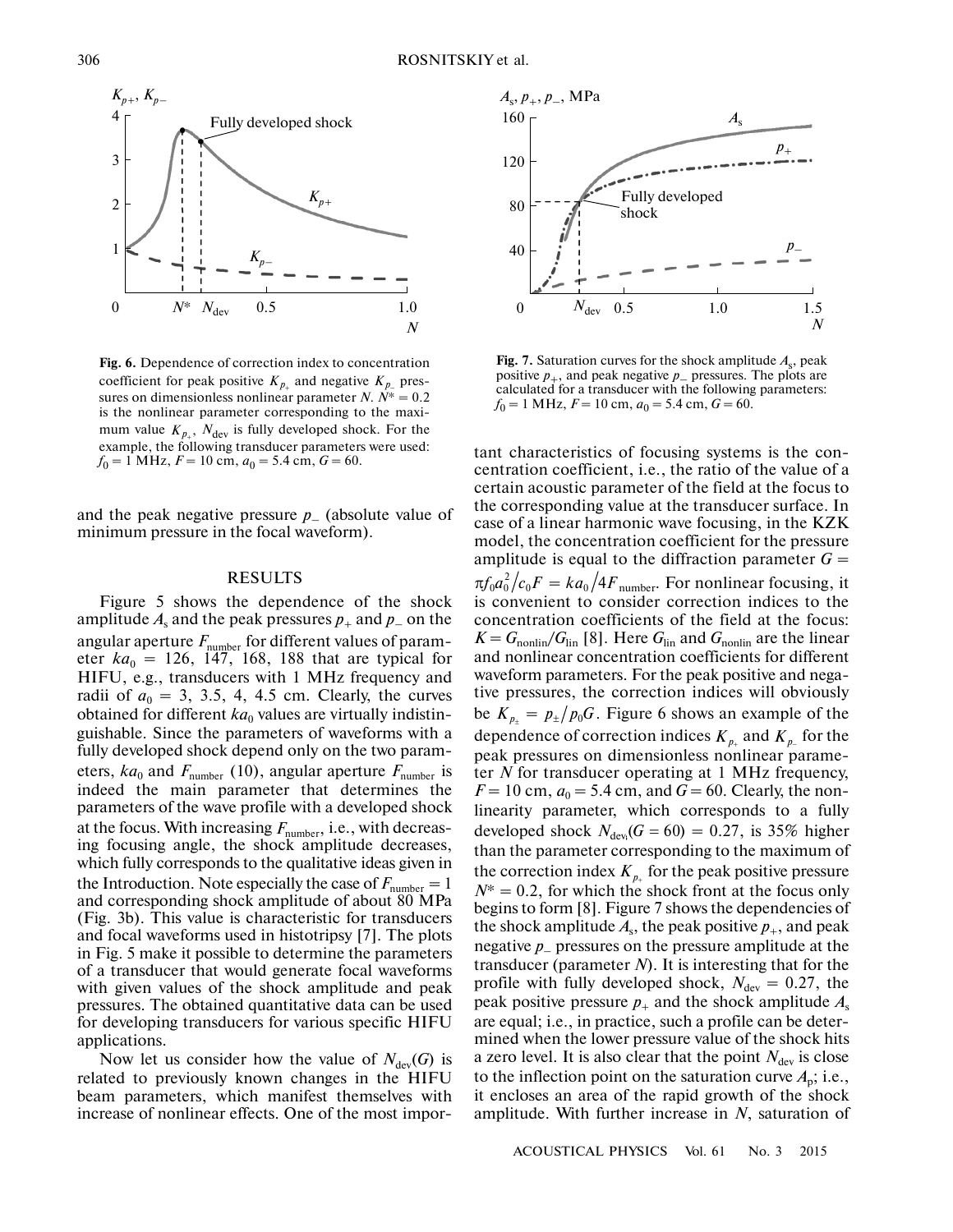**Fig. 6.** Dependence of correction index to concentration coefficient for peak positive $K_{p_+}$ and negative $K_{p_-}$ pressures on dimensionless nonlinear parameter $N$. $N^* = 0.2$ is the nonlinear parameter corresponding to the maximum value $K_{p_+}$, $N_{\rm dev}$ is fully developed shock. For the example, the following transducer parameters were used: $f_0 = 1$ MHz, $F = 10$ cm, $a_0 = 5.4$ cm, $G = 60$.

**Fig. 7.** Saturation curves for the shock amplitude $A_s$, peak positive $p_+$, and peak negative $p_-$ pressures. The plots are calculated for a transducer with the following parameters: $f_0 = 1$ MHz, $F = 10$ cm, $a_0 = 5.4$ cm, $G = 60$.

and the peak negative pressure $p_-$ (absolute value of minimum pressure in the focal waveform).

## RESULTS

Figure 5 shows the dependence of the shock amplitude $A_s$ and the peak pressures $p_+$ and $p_-$ on the angular aperture $F_{\rm number}$ for different values of parameter $ka_0$ = 126, 147, 168, 188 that are typical for HIFU, e.g., transducers with 1 MHz frequency and radii of $a_0$ = 3, 3.5, 4, 4.5 cm. Clearly, the curves obtained for different $ka_0$ values are virtually indistinguishable. Since the parameters of waveforms with a fully developed shock depend only on the two parameters, $ka_0$ and $F_{\rm number}$ (10), angular aperture $F_{\rm number}$ is indeed the main parameter that determines the parameters of the wave profile with a developed shock at the focus. With increasing $F_{\rm number}$, i.e., with decreasing focusing angle, the shock amplitude decreases, which fully corresponds to the qualitative ideas given in the Introduction. Note especially the case of $F_{\rm number} = 1$ and corresponding shock amplitude of about 80 MPa (Fig. 3b). This value is characteristic for transducers and focal waveforms used in histotripsy [7]. The plots in Fig. 5 make it possible to determine the parameters of a transducer that would generate focal waveforms with given values of the shock amplitude and peak pressures. The obtained quantitative data can be used for developing transducers for various specific HIFU applications.

Now let us consider how the value of $N_{\rm dev}(G)$ is related to previously known changes in the HIFU beam parameters, which manifest themselves with increase of nonlinear effects. One of the most important characteristics of focusing systems is the concentration coefficient, i.e., the ratio of the value of a certain acoustic parameter of the field at the focus to the corresponding value at the transducer surface. In case of a linear harmonic wave focusing, in the KZK model, the concentration coefficient for the pressure amplitude is equal to the diffraction parameter $G = \pi f_0 a_0^2/c_0 F = ka_0/4F_{\rm number}$. For nonlinear focusing, it is convenient to consider correction indices to the concentration coefficients of the field at the focus: $K = G_{\rm nonlin}/G_{\rm lin}$ [8]. Here $G_{\rm lin}$ and $G_{\rm nonlin}$ are the linear and nonlinear concentration coefficients for different waveform parameters. For the peak positive and negative pressures, the correction indices will obviously be $K_{p_\pm} = p_\pm/p_0 G$. Figure 6 shows an example of the dependence of correction indices $K_{p_+}$ and $K_{p_-}$ for the peak pressures on dimensionless nonlinear parameter $N$ for transducer operating at 1 MHz frequency, $F = 10$ cm, $a_0 = 5.4$ cm, and $G = 60$. Clearly, the nonlinearity parameter, which corresponds to a fully developed shock $N_{\rm dev}(G = 60) = 0.27$, is 35% higher than the parameter corresponding to the maximum of the correction index $K_{p_+}$ for the peak positive pressure $N^* = 0.2$, for which the shock front at the focus only begins to form [8]. Figure 7 shows the dependencies of the shock amplitude $A_s$, the peak positive $p_+$, and peak negative $p_-$ pressures on the pressure amplitude at the transducer (parameter $N$). It is interesting that for the profile with fully developed shock, $N_{\rm dev} = 0.27$, the peak positive pressure $p_+$ and the shock amplitude $A_s$ are equal; i.e., in practice, such a profile can be determined when the lower pressure value of the shock hits a zero level. It is also clear that the point $N_{\rm dev}$ is close to the inflection point on the saturation curve $A_p$; i.e., it encloses an area of the rapid growth of the shock amplitude. With further increase in $N$, saturation of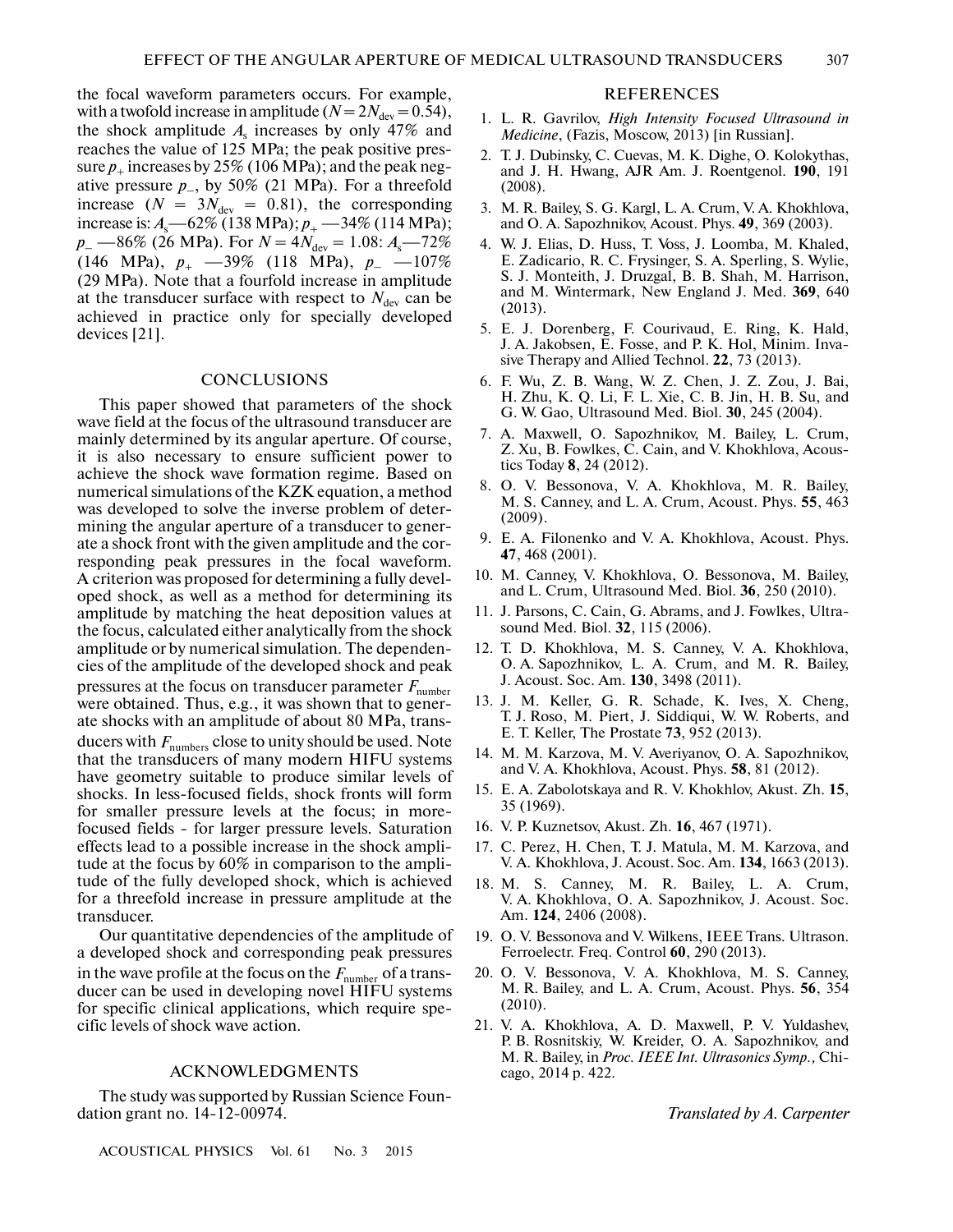the focal waveform parameters occurs. For example, with a twofold increase in amplitude ($N = 2N_{\text{dev}} = 0.54$), the shock amplitude $A_s$ increases by only 47% and reaches the value of 125 MPa; the peak positive pressure $p_+$ increases by 25% (106 MPa); and the peak negative pressure $p_-$, by 50% (21 MPa). For a threefold increase ($N = 3N_{\text{dev}} = 0.81$), the corresponding increase is: $A_s$—62% (138 MPa); $p_+$—34% (114 MPa); $p_-$—86% (26 MPa). For $N = 4N_{\text{dev}} = 1.08$: $A_s$—72% (146 MPa), $p_+$—39% (118 MPa), $p_-$—107% (29 MPa). Note that a fourfold increase in amplitude at the transducer surface with respect to $N_{\text{dev}}$ can be achieved in practice only for specially developed devices [21].

## CONCLUSIONS

This paper showed that parameters of the shock wave field at the focus of the ultrasound transducer are mainly determined by its angular aperture. Of course, it is also necessary to ensure sufficient power to achieve the shock wave formation regime. Based on numerical simulations of the KZK equation, a method was developed to solve the inverse problem of determining the angular aperture of a transducer to generate a shock front with the given amplitude and the corresponding peak pressures in the focal waveform. A criterion was proposed for determining a fully developed shock, as well as a method for determining its amplitude by matching the heat deposition values at the focus, calculated either analytically from the shock amplitude or by numerical simulation. The dependencies of the amplitude of the developed shock and peak pressures at the focus on transducer parameter $F_{\text{number}}$ were obtained. Thus, e.g., it was shown that to generate shocks with an amplitude of about 80 MPa, transducers with $F_{\text{numbers}}$ close to unity should be used. Note that the transducers of many modern HIFU systems have geometry suitable to produce similar levels of shocks. In less-focused fields, shock fronts will form for smaller pressure levels at the focus; in more-focused fields - for larger pressure levels. Saturation effects lead to a possible increase in the shock amplitude at the focus by 60% in comparison to the amplitude of the fully developed shock, which is achieved for a threefold increase in pressure amplitude at the transducer.

Our quantitative dependencies of the amplitude of a developed shock and corresponding peak pressures in the wave profile at the focus on the $F_{\text{number}}$ of a transducer can be used in developing novel HIFU systems for specific clinical applications, which require specific levels of shock wave action.

## ACKNOWLEDGMENTS

The study was supported by Russian Science Foundation grant no. 14-12-00974.

## REFERENCES

1. L. R. Gavrilov, *High Intensity Focused Ultrasound in Medicine*, (Fazis, Moscow, 2013) [in Russian].
2. T. J. Dubinsky, C. Cuevas, M. K. Dighe, O. Kolokythas, and J. H. Hwang, AJR Am. J. Roentgenol. **190**, 191 (2008).
3. M. R. Bailey, S. G. Kargl, L. A. Crum, V. A. Khokhlova, and O. A. Sapozhnikov, Acoust. Phys. **49**, 369 (2003).
4. W. J. Elias, D. Huss, T. Voss, J. Loomba, M. Khaled, E. Zadicario, R. C. Frysinger, S. A. Sperling, S. Wylie, S. J. Monteith, J. Druzgal, B. B. Shah, M. Harrison, and M. Wintermark, New England J. Med. **369**, 640 (2013).
5. E. J. Dorenberg, F. Courivaud, E. Ring, K. Hald, J. A. Jakobsen, E. Fosse, and P. K. Hol, Minim. Invasive Therapy and Allied Technol. **22**, 73 (2013).
6. F. Wu, Z. B. Wang, W. Z. Chen, J. Z. Zou, J. Bai, H. Zhu, K. Q. Li, F. L. Xie, C. B. Jin, H. B. Su, and G. W. Gao, Ultrasound Med. Biol. **30**, 245 (2004).
7. A. Maxwell, O. Sapozhnikov, M. Bailey, L. Crum, Z. Xu, B. Fowlkes, C. Cain, and V. Khokhlova, Acoustics Today **8**, 24 (2012).
8. O. V. Bessonova, V. A. Khokhlova, M. R. Bailey, M. S. Canney, and L. A. Crum, Acoust. Phys. **55**, 463 (2009).
9. E. A. Filonenko and V. A. Khokhlova, Acoust. Phys. **47**, 468 (2001).
10. M. Canney, V. Khokhlova, O. Bessonova, M. Bailey, and L. Crum, Ultrasound Med. Biol. **36**, 250 (2010).
11. J. Parsons, C. Cain, G. Abrams, and J. Fowlkes, Ultrasound Med. Biol. **32**, 115 (2006).
12. T. D. Khokhlova, M. S. Canney, V. A. Khokhlova, O. A. Sapozhnikov, L. A. Crum, and M. R. Bailey, J. Acoust. Soc. Am. **130**, 3498 (2011).
13. J. M. Keller, G. R. Schade, K. Ives, X. Cheng, T. J. Roso, M. Piert, J. Siddiqui, W. W. Roberts, and E. T. Keller, The Prostate **73**, 952 (2013).
14. M. M. Karzova, M. V. Averiyanov, O. A. Sapozhnikov, and V. A. Khokhlova, Acoust. Phys. **58**, 81 (2012).
15. E. A. Zabolotskaya and R. V. Khokhlov, Akust. Zh. **15**, 35 (1969).
16. V. P. Kuznetsov, Akust. Zh. **16**, 467 (1971).
17. C. Perez, H. Chen, T. J. Matula, M. M. Karzova, and V. A. Khokhlova, J. Acoust. Soc. Am. **134**, 1663 (2013).
18. M. S. Canney, M. R. Bailey, L. A. Crum, V. A. Khokhlova, O. A. Sapozhnikov, J. Acoust. Soc. Am. **124**, 2406 (2008).
19. O. V. Bessonova and V. Wilkens, IEEE Trans. Ultrason. Ferroelectr. Freq. Control **60**, 290 (2013).
20. O. V. Bessonova, V. A. Khokhlova, M. S. Canney, M. R. Bailey, and L. A. Crum, Acoust. Phys. **56**, 354 (2010).
21. V. A. Khokhlova, A. D. Maxwell, P. V. Yuldashev, P. B. Rosnitskiy, W. Kreider, O. A. Sapozhnikov, and M. R. Bailey, in *Proc. IEEE Int. Ultrasonics Symp.,* Chicago, 2014 p. 422.

*Translated by A. Carpenter*